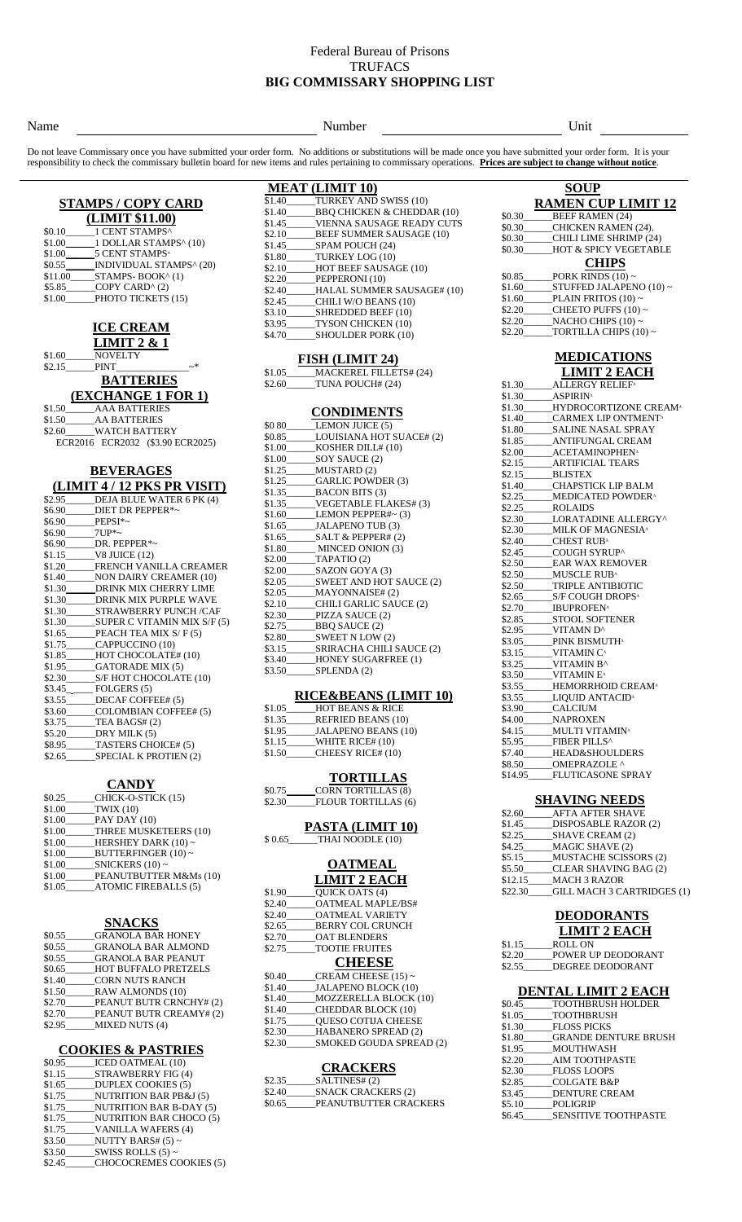Federal Bureau of Prisons
TRUFACS
**BIG COMMISSARY SHOPPING LIST**

Name ____________________ Number ____________________ Unit __________

Do not leave Commissary once you have submitted your order form. No additions or substitutions will be made once you have submitted your order form. It is your responsibility to check the commissary bulletin board for new items and rules pertaining to commissary operations. **Prices are subject to change without notice**.

## STAMPS / COPY CARD (LIMIT $11.00)

$0.10______1 CENT STAMPS^
$1.00______1 DOLLAR STAMPS^ (10)
$1.00______5 CENT STAMPS^
$0.55______INDIVIDUAL STAMPS^ (20)
$11.00______STAMPS- BOOK^ (1)
$5.85______COPY CARD^ (2)
$1.00______PHOTO TICKETS (15)

## ICE CREAM LIMIT 2 & 1

$1.60______NOVELTY
$2.15______PINT ~*

## BATTERIES (EXCHANGE 1 FOR 1)

$1.50______AAA BATTERIES
$1.50______AA BATTERIES
$2.60______WATCH BATTERY
ECR2016 ECR2032 ($3.90 ECR2025)

## BEVERAGES (LIMIT 4 / 12 PKS PR VISIT)

$2.95______DEJA BLUE WATER 6 PK (4)
$6.90______DIET DR PEPPER*~
$6.90______PEPSI*~
$6.90______7UP*~
$6.90______DR. PEPPER*~
$1.15______V8 JUICE (12)
$1.20______FRENCH VANILLA CREAMER
$1.40______NON DAIRY CREAMER (10)
$1.30______DRINK MIX CHERRY LIME
$1.30______DRINK MIX PURPLE WAVE
$1.30______STRAWBERRY PUNCH /CAF
$1.30______SUPER C VITAMIN MIX S/F (5)
$1.65______PEACH TEA MIX S/ F (5)
$1.75______CAPPUCCINO (10)
$1.85______HOT CHOCOLATE# (10)
$1.95______GATORADE MIX (5)
$2.30______S/F HOT CHOCOLATE (10)
$3.45______FOLGERS (5)
$3.55______DECAF COFFEE# (5)
$3.60______COLOMBIAN COFFEE# (5)
$3.75______TEA BAGS# (2)
$5.20______DRY MILK (5)
$8.95______TASTERS CHOICE# (5)
$2.65______SPECIAL K PROTIEN (2)

## CANDY

$0.25______CHICK-O-STICK (15)
$1.00______TWIX (10)
$1.00______PAY DAY (10)
$1.00______THREE MUSKETEERS (10)
$1.00______HERSHEY DARK (10) ~
$1.00______BUTTERFINGER (10) ~
$1.00______SNICKERS (10) ~
$1.00______PEANUTBUTTER M&Ms (10)
$1.05______ATOMIC FIREBALLS (5)

## SNACKS

$0.55______GRANOLA BAR HONEY
$0.55______GRANOLA BAR ALMOND
$0.55______GRANOLA BAR PEANUT
$0.65______HOT BUFFALO PRETZELS
$1.40______CORN NUTS RANCH
$1.50______RAW ALMONDS (10)
$2.70______PEANUT BUTR CRNCHY# (2)
$2.70______PEANUT BUTR CREAMY# (2)
$2.95______MIXED NUTS (4)

## COOKIES & PASTRIES

$0.95______ICED OATMEAL (10)
$1.15______STRAWBERRY FIG (4)
$1.65______DUPLEX COOKIES (5)
$1.75______NUTRITION BAR PB&J (5)
$1.75______NUTRITION BAR B-DAY (5)
$1.75______NUTRITION BAR CHOCO (5)
$1.75______VANILLA WAFERS (4)
$3.50______NUTTY BARS# (5) ~
$3.50______SWISS ROLLS (5) ~
$2.45______CHOCOCREMES COOKIES (5)

## MEAT (LIMIT 10)

$1.40______TURKEY AND SWISS (10)
$1.40______BBQ CHICKEN & CHEDDAR (10)
$1.45______VIENNA SAUSAGE READY CUTS
$2.10______BEEF SUMMER SAUSAGE (10)
$1.45______SPAM POUCH (24)
$1.80______TURKEY LOG (10)
$2.10______HOT BEEF SAUSAGE (10)
$2.20______PEPPERONI (10)
$2.40______HALAL SUMMER SAUSAGE# (10)
$2.45______CHILI W/O BEANS (10)
$3.10______SHREDDED BEEF (10)
$3.95______TYSON CHICKEN (10)
$4.70______SHOULDER PORK (10)

## FISH (LIMIT 24)

$1.05______MACKEREL FILLETS# (24)
$2.60______TUNA POUCH# (24)

## CONDIMENTS

$0 80______LEMON JUICE (5)
$0.85______LOUISIANA HOT SUACE# (2)
$1.00______KOSHER DILL# (10)
$1.00______SOY SAUCE (2)
$1.25______MUSTARD (2)
$1.25______GARLIC POWDER (3)
$1.35______BACON BITS (3)
$1.35______VEGETABLE FLAKES# (3)
$1.60______LEMON PEPPER#~ (3)
$1.65______JALAPENO TUB (3)
$1.65______SALT & PEPPER# (2)
$1.80______MINCED ONION (3)
$2.00______TAPATIO (2)
$2.00______SAZON GOYA (3)
$2.05______SWEET AND HOT SAUCE (2)
$2.05______MAYONNAISE# (2)
$2.10______CHILI GARLIC SAUCE (2)
$2.30______PIZZA SAUCE (2)
$2.75______BBQ SAUCE (2)
$2.80______SWEET N LOW (2)
$3.15______SRIRACHA CHILI SAUCE (2)
$3.40______HONEY SUGARFREE (1)
$3.50______SPLENDA (2)

## RICE&BEANS (LIMIT 10)

$1.05______HOT BEANS & RICE
$1.35______REFRIED BEANS (10)
$1.95______JALAPENO BEANS (10)
$1.15______WHITE RICE# (10)
$1.50______CHEESY RICE# (10)

## TORTILLAS

$0.75______CORN TORTILLAS (8)
$2.30______FLOUR TORTILLAS (6)

## PASTA (LIMIT 10)

$ 0.65______THAI NOODLE (10)

## OATMEAL LIMIT 2 EACH

$1.90______QUICK OATS (4)
$2.40______OATMEAL MAPLE/BS#
$2.40______OATMEAL VARIETY
$2.65______BERRY COL CRUNCH
$2.70______OAT BLENDERS
$2.75______TOOTIE FRUITES

## CHEESE

$0.40______CREAM CHEESE (15) ~
$1.40______JALAPENO BLOCK (10)
$1.40______MOZZERELLA BLOCK (10)
$1.40______CHEDDAR BLOCK (10)
$1.75______QUESO COTIJA CHEESE
$2.30______HABANERO SPREAD (2)
$2.30______SMOKED GOUDA SPREAD (2)

## CRACKERS

$2.35______SALTINES# (2)
$2.40______SNACK CRACKERS (2)
$0.65______PEANUTBUTTER CRACKERS

## SOUP RAMEN CUP LIMIT 12

$0.30______BEEF RAMEN (24)
$0.30______CHICKEN RAMEN (24).
$0.30______CHILI LIME SHRIMP (24)
$0.30______HOT & SPICY VEGETABLE

## CHIPS

$0.85______PORK RINDS (10) ~
$1.60______STUFFED JALAPENO (10) ~
$1.60______PLAIN FRITOS (10) ~
$2.20______CHEETO PUFFS (10) ~
$2.20______NACHO CHIPS (10) ~
$2.20______TORTILLA CHIPS (10) ~

## MEDICATIONS LIMIT 2 EACH

$1.30______ALLERGY RELIEF^
$1.30______ASPIRIN^
$1.30______HYDROCORTIZONE CREAM^
$1.40______CARMEX LIP ONTMENT^
$1.80______SALINE NASAL SPRAY
$1.85______ANTIFUNGAL CREAM
$2.00______ACETAMINOPHEN^
$2.15______ARTIFICIAL TEARS
$2.15______BLISTEX
$1.40______CHAPSTICK LIP BALM
$2.25______MEDICATED POWDER^
$2.25______ROLAIDS
$2.30______LORATADINE ALLERGY^
$2.30______MILK OF MAGNESIA^
$2.40______CHEST RUB^
$2.45______COUGH SYRUP^
$2.50______EAR WAX REMOVER
$2.50______MUSCLE RUB^
$2.50______TRIPLE ANTIBIOTIC
$2.65______S/F COUGH DROPS^
$2.70______IBUPROFEN^
$2.85______STOOL SOFTENER
$2.95______VITAMN D^
$3.05______PINK BISMUTH^
$3.15______VITAMIN C^
$3.25______VITAMIN B^
$3.50______VITAMIN E^
$3.55______HEMORRHOID CREAM^
$3.55______LIQUID ANTACID^
$3.90______CALCIUM
$4.00______NAPROXEN
$4.15______MULTI VITAMIN^
$5.95______FIBER PILLS^
$7.40______HEAD&SHOULDERS
$8.50______OMEPRAZOLE ^
$14.95______FLUTICASONE SPRAY

## SHAVING NEEDS

$2.60______AFTA AFTER SHAVE
$1.45______DISPOSABLE RAZOR (2)
$2.25______SHAVE CREAM (2)
$4.25______MAGIC SHAVE (2)
$5.15______MUSTACHE SCISSORS (2)
$5.50______CLEAR SHAVING BAG (2)
$12.15______MACH 3 RAZOR
$22.30______GILL MACH 3 CARTRIDGES (1)

## DEODORANTS LIMIT 2 EACH

$1.15______ROLL ON
$2.20______POWER UP DEODORANT
$2.55______DEGREE DEODORANT

## DENTAL LIMIT 2 EACH

$0.45______TOOTHBRUSH HOLDER
$1.05______TOOTHBRUSH
$1.30______FLOSS PICKS
$1.80______GRANDE DENTURE BRUSH
$1.95______MOUTHWASH
$2.20______AIM TOOTHPASTE
$2.30______FLOSS LOOPS
$2.85______COLGATE B&P
$3.45______DENTURE CREAM
$5.10______POLIGRIP
$6.45______SENSITIVE TOOTHPASTE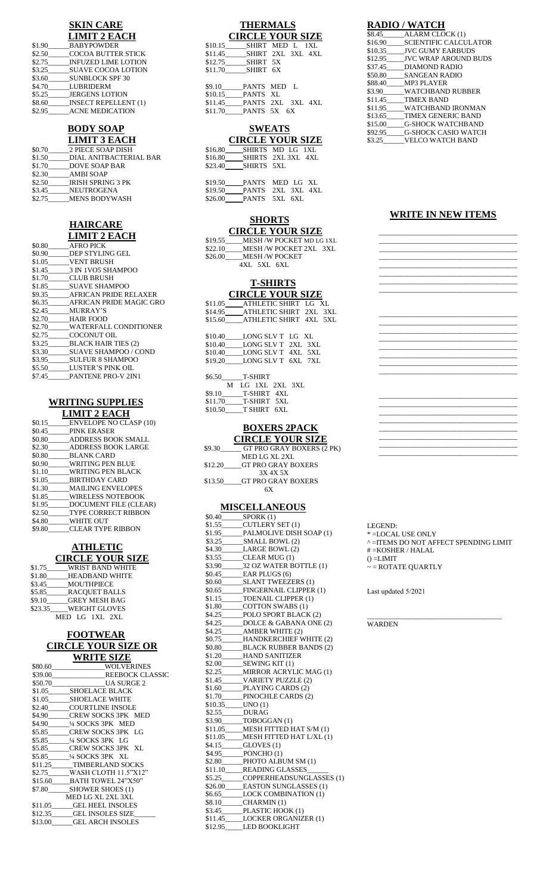## SKIN CARE

### LIMIT 2 EACH

- \$1.90______BABYPOWDER
- \$2.50______COCOA BUTTER STICK
- \$2.75______INFUZED LIME LOTION
- \$3.25______SUAVE COCOA LOTION
- \$3.60______SUNBLOCK SPF 30
- \$4.70______LUBRIDERM
- \$5.25______JERGENS LOTION
- \$8.60______INSECT REPELLENT (1)
- \$2.95______ACNE MEDICATION

## BODY SOAP

### LIMIT 3 EACH

- \$0.70______2 PIECE SOAP DISH
- \$1.50______DIAL ANITBACTERIAL BAR
- \$1.70______DOVE SOAP BAR
- \$2.30______AMBI SOAP
- \$2.50______IRISH SPRING 3 PK
- \$3.45______NEUTROGENA
- \$2.75______MENS BODYWASH

## HAIRCARE

### LIMIT 2 EACH

- \$0.80______AFRO PICK
- \$0.90______DEP STYLING GEL
- \$1.05______VENT BRUSH
- \$1.45______3 IN 1VO5 SHAMPOO
- \$1.70______CLUB BRUSH
- \$1.85______SUAVE SHAMPOO
- \$9.35______AFRICAN PRIDE RELAXER
- \$6.35______AFRICAN PRIDE MAGIC GRO
- \$2.45______MURRAY'S
- \$2.70______HAIR FOOD
- \$2.70______WATERFALL CONDITIONER
- \$2.75______COCONUT OIL
- \$3.25______BLACK HAIR TIES (2)
- \$3.30______SUAVE SHAMPOO / COND
- \$3.95______SULFUR 8 SHAMPOO
- \$5.50______LUSTER'S PINK OIL
- \$7.45______PANTENE PRO-V 2IN1

## WRITING SUPPLIES

### LIMIT 2 EACH

- \$0.15______ENVELOPE NO CLASP (10)
- \$0.45______PINK ERASER
- \$0.80______ADDRESS BOOK SMALL
- \$2.30______ADDRESS BOOK LARGE
- \$0.80______BLANK CARD
- \$0.90______WRITING PEN BLUE
- \$1.10______WRITING PEN BLACK
- \$1.05______BIRTHDAY CARD
- \$1.30______MAILING ENVELOPES
- \$1.85______WIRELESS NOTEBOOK
- \$1.95______DOCUMENT FILE (CLEAR)
- \$2.50______TYPE CORRECT RIBBON
- \$4.80______WHITE OUT
- \$9.80______CLEAR TYPE RIBBON

## ATHLETIC

### CIRCLE YOUR SIZE

- \$1.75______WRIST BAND WHITE
- \$1.80______HEADBAND WHITE
- \$3.45______MOUTHPIECE
- \$5.85______RACQUET BALLS
- \$9.10______GREY MESH BAG
- \$23.35______WEIGHT GLOVES
  MED LG 1XL 2XL

## FOOTWEAR

### CIRCLE YOUR SIZE OR WRITE SIZE

- \$80.60______________WOLVERINES
- \$39.00______________REEBOCK CLASSIC
- \$50.70______________UA SURGE 2
- \$1.05______SHOELACE BLACK
- \$1.05______SHOELACE WHITE
- \$2.40______COURTLINE INSOLE
- \$4.90______CREW SOCKS 3PK MED
- \$4.90______¼ SOCKS 3PK MED
- \$5.85______CREW SOCKS 3PK LG
- \$5.85______¼ SOCKS 3PK LG
- \$5.85______CREW SOCKS 3PK XL
- \$5.85______¼ SOCKS 3PK XL
- \$11.25______TIMBERLAND SOCKS
- \$2.75______WASH CLOTH 11.5"X12"
- \$15.60______BATH TOWEL 24"X50"
- \$7.80______SHOWER SHOES (1)
  MED LG XL 2XL 3XL
- \$11.05______GEL HEEL INSOLES
- \$12.35______GEL INSOLES SIZE______
- \$13.00______GEL ARCH INSOLES

## THERMALS

### CIRCLE YOUR SIZE

- \$10.15______SHIRT MED L 1XL
- \$11.45______SHIRT 2XL 3XL 4XL
- \$12.75______SHIRT 5X
- \$11.70______SHIRT 6X

- \$9.10______PANTS MED L
- \$10.15______PANTS XL
- \$11.45______PANTS 2XL 3XL 4XL
- \$11.70______PANTS 5X 6X

## SWEATS

### CIRCLE YOUR SIZE

- \$16.80______SHIRTS MD LG 1XL
- \$16.80______SHIRTS 2XL 3XL 4XL
- \$23.40______SHIRTS 5XL

- \$19.50______PANTS MED LG XL
- \$19.50______PANTS 2XL 3XL 4XL
- \$26.00______PANTS 5XL 6XL

## SHORTS

### CIRCLE YOUR SIZE

- \$19.55______MESH /W POCKET MD LG 1XL
- \$22.10______MESH /W POCKET 2XL 3XL
- \$26.00______MESH /W POCKET
  4XL 5XL 6XL

## T-SHIRTS

### CIRCLE YOUR SIZE

- \$11.05______ATHLETIC SHIRT LG XL
- \$14.95______ATHLETIC SHIRT 2XL 3XL
- \$15.60______ATHLETIC SHIRT 4XL 5XL

- \$10.40______LONG SLV T LG XL
- \$10.40______LONG SLV T 2XL 3XL
- \$10.40______LONG SLV T 4XL 5XL
- \$19.20______LONG SLV T 6XL 7XL

- \$6.50______T-SHIRT
  M LG 1XL 2XL 3XL
- \$9.10______T-SHIRT 4XL
- \$11.70______T-SHIRT 5XL
- \$10.50______T SHIRT 6XL

## BOXERS 2PACK

### CIRCLE YOUR SIZE

- \$9.30______GT PRO GRAY BOXERS (2 PK)
  MED LG XL 2XL
- \$12.20______GT PRO GRAY BOXERS
  3X 4X 5X
- \$13.50______GT PRO GRAY BOXERS
  6X

## MISCELLANEOUS

- \$0.40______SPORK (1)
- \$1.55______CUTLERY SET (1)
- \$1.95______PALMOLIVE DISH SOAP (1)
- \$3.25______SMALL BOWL (2)
- \$4.30______LARGE BOWL (2)
- \$3.55______CLEAR MUG (1)
- \$3.90______32 OZ WATER BOTTLE (1)
- \$0.45______EAR PLUGS (6)
- \$0.60______SLANT TWEEZERS (1)
- \$0.65______FINGERNAIL CLIPPER (1)
- \$1.15______TOENAIL CLIPPER (1)
- \$1.80______COTTON SWABS (1)
- \$4.25______POLO SPORT BLACK (2)
- \$4.25______DOLCE & GABANA ONE (2)
- \$4.25______AMBER WHITE (2)
- \$0.75______HANDKERCHIEF WHITE (2)
- \$0.80______BLACK RUBBER BANDS (2)
- \$1.20______HAND SANITIZER
- \$2.00______SEWING KIT (1)
- \$2.25______MIRROR ACRYLIC MAG (1)
- \$1.45______VARIETY PUZZLE (2)
- \$1.60______PLAYING CARDS (2)
- \$1.70______PINOCHLE CARDS (2)
- \$10.35______UNO (1)
- \$2.55______DURAG
- \$3.90______TOBOGGAN (1)
- \$11.05______MESH FITTED HAT S/M (1)
- \$11.05______MESH FITTED HAT L/XL (1)
- \$4.15______GLOVES (1)
- \$4.95______PONCHO (1)
- \$2.80______PHOTO ALBUM SM (1)
- \$11.10______READING GLASSES______
- \$5.25______COPPERHEADSUNGLASSES (1)
- \$26.00______EASTON SUNGLASSES (1)
- \$6.65______LOCK COMBINATION (1)
- \$8.10______CHARMIN (1)
- \$3.45______PLASTIC HOOK (1)
- \$11.45______LOCKER ORGANIZER (1)
- \$12.95______LED BOOKLIGHT

## RADIO / WATCH

- \$8.45______ALARM CLOCK (1)
- \$16.90______SCIENTIFIC CALCULATOR
- \$10.35______JVC GUMY EARBUDS
- \$12.95______JVC WRAP AROUND BUDS
- \$37.45______DIAMOND RADIO
- \$50.80______SANGEAN RADIO
- \$88.40______MP3 PLAYER
- \$3.90______WATCHBAND RUBBER
- \$11.45______TIMEX BAND
- \$11.95______WATCHBAND IRONMAN
- \$13.65______TIMEX GENERIC BAND
- \$15.00______G-SHOCK WATCHBAND
- \$92.95______G-SHOCK CASIO WATCH
- \$3.25______VELCO WATCH BAND

## WRITE IN NEW ITEMS

______________________________

______________________________

______________________________

______________________________

______________________________

______________________________

______________________________

______________________________

______________________________

______________________________

______________________________

______________________________

______________________________

______________________________

______________________________

______________________________

______________________________

______________________________

______________________________

______________________________

______________________________

______________________________

______________________________

______________________________

LEGEND:
- * =LOCAL USE ONLY
- ^ =ITEMS DO NOT AFFECT SPENDING LIMIT
- # =KOSHER / HALAL
- () =LIMIT
- ~ = ROTATE QUARTLY

Last updated 5/2021

______________________________

WARDEN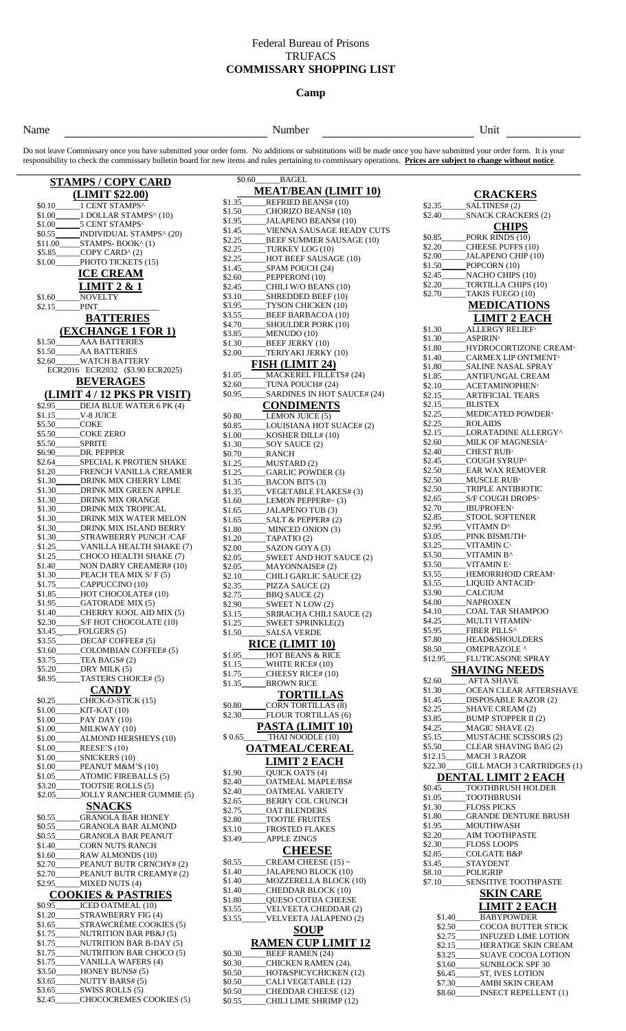Federal Bureau of Prisons
TRUFACS
**COMMISSARY SHOPPING LIST**

**Camp**

Name ______________________ Number ______________________ Unit ____________

Do not leave Commissary once you have submitted your order form. No additions or substitutions will be made once you have submitted your order form. It is your responsibility to check the commissary bulletin board for new items and rules pertaining to commissary operations. **Prices are subject to change without notice**.

## STAMPS / COPY CARD (LIMIT $22.00)

- $0.10_____1 CENT STAMPS^
- $1.00_____1 DOLLAR STAMPS^ (10)
- $1.00_____5 CENT STAMPS^
- $0.55_____INDIVIDUAL STAMPS^ (20)
- $11.00_____STAMPS- BOOK^ (1)
- $5.85_____COPY CARD^ (2)
- $1.00_____PHOTO TICKETS (15)

## ICE CREAM LIMIT 2 & 1

- $1.60_____NOVELTY
- $2.15_____PINT_______________

## BATTERIES (EXCHANGE 1 FOR 1)

- $1.50_____AAA BATTERIES
- $1.50_____AA BATTERIES
- $2.60_____WATCH BATTERY
  ECR2016 ECR2032 ($3.90 ECR2025)

## BEVERAGES (LIMIT 4 / 12 PKS PR VISIT)

- $2.95_____DEJA BLUE WATER 6 PK (4)
- $1.15_____V-8 JUICE
- $5.50_____COKE
- $5.50_____COKE ZERO
- $5.50_____SPRITE
- $6.90_____DR. PEPPER
- $2.64_____SPECIAL K PROTIEN SHAKE
- $1.20_____FRENCH VANILLA CREAMER
- $1.30_____DRINK MIX CHERRY LIME
- $1.30_____DRINK MIX GREEN APPLE
- $1.30_____DRINK MIX ORANGE
- $1.30_____DRINK MIX TROPICAL
- $1.30_____DRINK MIX WATER MELON
- $1.30_____DRINK MIX ISLAND BERRY
- $1.30_____STRAWBERRY PUNCH /CAF
- $1.25_____VANILLA HEALTH SHAKE (7)
- $1.25_____CHOCO HEALTH SHAKE (7)
- $1.40_____NON DAIRY CREAMER# (10)
- $1.30_____PEACH TEA MIX S/ F (5)
- $1.75_____CAPPUCCINO (10)
- $1.85_____HOT CHOCOLATE# (10)
- $1.95_____GATORADE MIX (5)
- $1.40_____CHERRY KOOL AID MIX (5)
- $2.30_____S/F HOT CHOCOLATE (10)
- $3.45_____FOLGERS (5)
- $3.55_____DECAF COFFEE# (5)
- $3.60_____COLOMBIAN COFFEE# (5)
- $3.75_____TEA BAGS# (2)
- $5.20_____DRY MILK (5)
- $8.95_____TASTERS CHOICE# (5)

## CANDY

- $0.25_____CHICK-O-STICK (15)
- $1.00_____KIT-KAT (10)
- $1.00_____PAY DAY (10)
- $1.00_____MILKWAY (10)
- $1.00_____ALMOND HERSHEYS (10)
- $1.00_____REESE'S (10)
- $1.00_____SNICKERS (10)
- $1.00_____PEANUT M&M'S (10)
- $1.05_____ATOMIC FIREBALLS (5)
- $3.20_____TOOTSIE ROLLS (5)
- $2.05_____JOLLY RANCHER GUMMIE (5)

## SNACKS

- $0.55_____GRANOLA BAR HONEY
- $0.55_____GRANOLA BAR ALMOND
- $0.55_____GRANOLA BAR PEANUT
- $1.40_____CORN NUTS RANCH
- $1.60_____RAW ALMONDS (10)
- $2.70_____PEANUT BUTR CRNCHY# (2)
- $2.70_____PEANUT BUTR CREAMY# (2)
- $2.95_____MIXED NUTS (4)

## COOKIES & PASTRIES

- $0.95_____ICED OATMEAL (10)
- $1.20_____STRAWBERRY FIG (4)
- $1.65_____STRAWCRĖME COOKIES (5)
- $1.75_____NUTRITION BAR PB&J (5)
- $1.75_____NUTRITION BAR B-DAY (5)
- $1.75_____NUTRITION BAR CHOCO (5)
- $1.75_____VANILLA WAFERS (4)
- $3.50_____HONEY BUNS# (5)
- $3.65_____NUTTY BARS# (5)
- $3.65_____SWISS ROLLS (5)
- $2.45_____CHOCOCREMES COOKIES (5)
- $0.60_____BAGEL

## MEAT/BEAN (LIMIT 10)

- $1.35_____REFRIED BEANS# (10)
- $1.50_____CHORIZO BEANS# (10)
- $1.95_____JALAPENO BEANS# (10)
- $1.45_____VIENNA SAUSAGE READY CUTS
- $2.25_____BEEF SUMMER SAUSAGE (10)
- $2.25_____TURKEY LOG (10)
- $2.25_____HOT BEEF SAUSAGE (10)
- $1.45_____SPAM POUCH (24)
- $2.60_____PEPPERONI (10)
- $2.45_____CHILI W/O BEANS (10)
- $3.10_____SHREDDED BEEF (10)
- $3.95_____TYSON CHICKEN (10)
- $3.55_____BEEF BARBACOA (10)
- $4.70_____SHOULDER PORK (10)
- $3.85_____MENUDO (10)
- $1.30_____BEEF JERKY (10)
- $2.00_____TERIYAKI JERKY (10)

## FISH (LIMIT 24)

- $1.05_____MACKEREL FILLETS# (24)
- $2.60_____TUNA POUCH# (24)
- $0.95_____SARDINES IN HOT SAUCE# (24)

## CONDIMENTS

- $0 80_____LEMON JUICE (5)
- $0.85_____LOUISIANA HOT SUACE# (2)
- $1.00_____KOSHER DILL# (10)
- $1.30_____SOY SAUCE (2)
- $0.70_____RANCH
- $1.25_____MUSTARD (2)
- $1.25_____GARLIC POWDER (3)
- $1.35_____BACON BITS (3)
- $1.35_____VEGETABLE FLAKES# (3)
- $1.60_____LEMON PEPPER#~ (3)
- $1.65_____JALAPENO TUB (3)
- $1.65_____SALT & PEPPER# (2)
- $1.80_____MINCED ONION (3)
- $1.20_____TAPATIO (2)
- $2.00_____SAZON GOYA (3)
- $2.05_____SWEET AND HOT SAUCE (2)
- $2.05_____MAYONNAISE# (2)
- $2.10_____CHILI GARLIC SAUCE (2)
- $2.35_____PIZZA SAUCE (2)
- $2.75_____BBQ SAUCE (2)
- $2.90_____SWEET N LOW (2)
- $3.15_____SRIRACHA CHILI SAUCE (2)
- $1.25_____SWEET SPRINKLE(2)
- $1.50_____SALSA VERDE

## RICE (LIMIT 10)

- $1.05_____HOT BEANS & RICE
- $1.15_____WHITE RICE# (10)
- $1.75_____CHEESY RICE# (10)
- $1.35_____BROWN RICE

## TORTILLAS

- $0.80_____CORN TORTILLAS (8)
- $2.30_____FLOUR TORTILLAS (6)

## PASTA (LIMIT 10)

- $ 0.65_____THAI NOODLE (10)

## OATMEAL/CEREAL LIMIT 2 EACH

- $1.90_____QUICK OATS (4)
- $2.40_____OATMEAL MAPLE/BS#
- $2.40_____OATMEAL VARIETY
- $2.65_____BERRY COL CRUNCH
- $2.75_____OAT BLENDERS
- $2.80_____TOOTIE FRUITES
- $3.10_____FROSTED FLAKES
- $3.49_____APPLE ZINGS

## CHEESE

- $0.55_____CREAM CHEESE (15) ~
- $1.40_____JALAPENO BLOCK (10)
- $1.40_____MOZZERELLA BLOCK (10)
- $1.40_____CHEDDAR BLOCK (10)
- $1.80_____QUESO COTIJA CHEESE
- $3.55_____VELVEETA CHEDDAR (2)
- $3.55_____VELVEETA JALAPENO (2)

## SOUP

## RAMEN CUP LIMIT 12

- $0.30_____BEEF RAMEN (24)
- $0.30_____CHICKEN RAMEN (24).
- $0.50_____HOT&SPICYCHICKEN (12)
- $0.50_____CALI VEGETABLE (12)
- $0.50_____CHEDDAR CHEESE (12)
- $0.55_____CHILI LIME SHRIMP (12)

## CRACKERS

- $2.35_____SALTINES# (2)
- $2.40_____SNACK CRACKERS (2)

## CHIPS

- $0.85_____PORK RINDS (10)
- $2.20_____CHEESE PUFFS (10)
- $2.00_____JALAPENO CHIP (10)
- $1.50_____POPCORN (10)
- $2.45_____NACHO CHIPS (10)
- $2.20_____TORTILLA CHIPS (10)
- $2.70_____TAKIS FUEGO (10)

## MEDICATIONS LIMIT 2 EACH

- $1.30_____ALLERGY RELIEF^
- $1.30_____ASPIRIN^
- $1.80_____HYDROCORTIZONE CREAM^
- $1.40_____CARMEX LIP ONTMENT^
- $1.80_____SALINE NASAL SPRAY
- $1.85_____ANTIFUNGAL CREAM
- $2.10_____ACETAMINOPHEN^
- $2.15_____ARTIFICIAL TEARS
- $2.15_____BLISTEX
- $2.25_____MEDICATED POWDER^
- $2.25_____ROLAIDS
- $2.15_____LORATADINE ALLERGY^
- $2.60_____MILK OF MAGNESIA^
- $2.40_____CHEST RUB^
- $2.45_____COUGH SYRUP^
- $2.50_____EAR WAX REMOVER
- $2.50_____MUSCLE RUB^
- $2.50_____TRIPLE ANTIBIOTIC
- $2.65_____S/F COUGH DROPS^
- $2.70_____IBUPROFEN^
- $2.85_____STOOL SOFTENER
- $2.95_____VITAMN D^
- $3.05_____PINK BISMUTH^
- $3.25_____VITAMIN C^
- $3.50_____VITAMIN B^
- $3.50_____VITAMIN E^
- $3.55_____HEMORRHOID CREAM^
- $3.55_____LIQUID ANTACID^
- $3.90_____CALCIUM
- $4.00_____NAPROXEN
- $4.10_____COAL TAR SHAMPOO
- $4.25_____MULTI VITAMIN^
- $5.95_____FIBER PILLS^
- $7.80_____HEAD&SHOULDERS
- $8.50_____OMEPRAZOLE ^
- $12.95_____FLUTICASONE SPRAY

## SHAVING NEEDS

- $2.60_____AFTA SHAVE
- $1.30_____OCEAN CLEAR AFTERSHAVE
- $1.45_____DISPOSABLE RAZOR (2)
- $2.25_____SHAVE CREAM (2)
- $3.85_____BUMP STOPPER II (2)
- $4.25_____MAGIC SHAVE (2)
- $5.15_____MUSTACHE SCISSORS (2)
- $5.50_____CLEAR SHAVING BAG (2)
- $12.15_____MACH 3 RAZOR
- $22.30_____GILL MACH 3 CARTRIDGES (1)

## DENTAL LIMIT 2 EACH

- $0.45_____TOOTHBRUSH HOLDER
- $1.05_____TOOTHBRUSH
- $1.30_____FLOSS PICKS
- $1.80_____GRANDE DENTURE BRUSH
- $1.95_____MOUTHWASH
- $2.20_____AIM TOOTHPASTE
- $2.30_____FLOSS LOOPS
- $2.85_____COLGATE B&P
- $3.45_____STAYDENT
- $8.10_____POLIGRIP
- $7.10_____SENSITIVE TOOTHPASTE

## SKIN CARE LIMIT 2 EACH

- $1.40_____BABYPOWDER
- $2.50_____COCOA BUTTER STICK
- $2.75_____INFUZED LIME LOTION
- $2.15_____HERATIGE SKIN CREAM
- $3.25_____SUAVE COCOA LOTION
- $3.60_____SUNBLOCK SPF 30
- $6.45_____ST, IVES LOTION
- $7.30_____AMBI SKIN CREAM
- $8.60_____INSECT REPELLENT (1)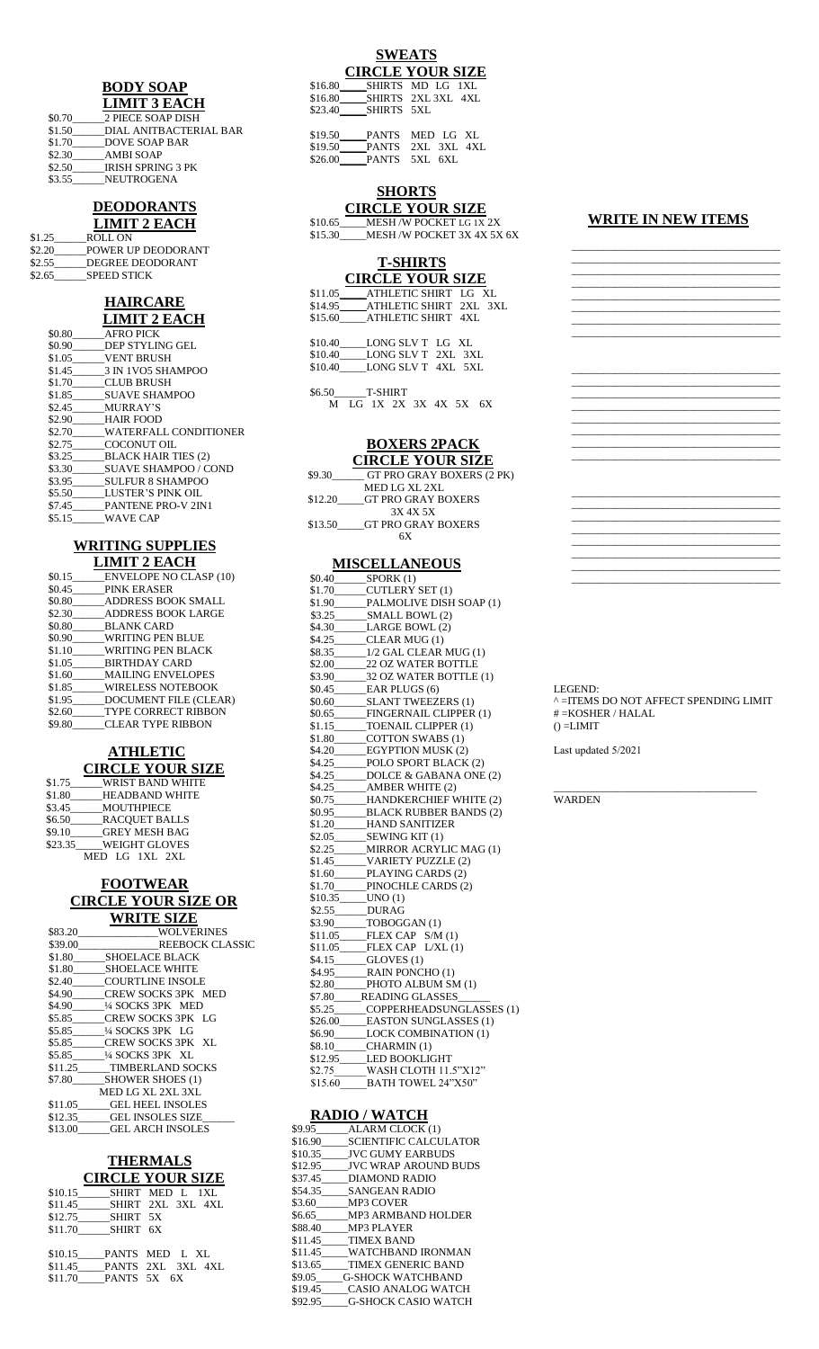## BODY SOAP
### LIMIT 3 EACH

$0.70______2 PIECE SOAP DISH
$1.50______DIAL ANITBACTERIAL BAR
$1.70______DOVE SOAP BAR
$2.30______AMBI SOAP
$2.50______IRISH SPRING 3 PK
$3.55______NEUTROGENA

## DEODORANTS
### LIMIT 2 EACH

$1.25______ROLL ON
$2.20______POWER UP DEODORANT
$2.55______DEGREE DEODORANT
$2.65______SPEED STICK

## HAIRCARE
### LIMIT 2 EACH

$0.80______AFRO PICK
$0.90______DEP STYLING GEL
$1.05______VENT BRUSH
$1.45______3 IN 1VO5 SHAMPOO
$1.70______CLUB BRUSH
$1.85______SUAVE SHAMPOO
$2.45______MURRAY'S
$2.90______HAIR FOOD
$2.70______WATERFALL CONDITIONER
$2.75______COCONUT OIL
$3.25______BLACK HAIR TIES (2)
$3.30______SUAVE SHAMPOO / COND
$3.95______SULFUR 8 SHAMPOO
$5.50______LUSTER'S PINK OIL
$7.45______PANTENE PRO-V 2IN1
$5.15______WAVE CAP

## WRITING SUPPLIES
### LIMIT 2 EACH

$0.15______ENVELOPE NO CLASP (10)
$0.45______PINK ERASER
$0.80______ADDRESS BOOK SMALL
$2.30______ADDRESS BOOK LARGE
$0.80______BLANK CARD
$0.90______WRITING PEN BLUE
$1.10______WRITING PEN BLACK
$1.05______BIRTHDAY CARD
$1.60______MAILING ENVELOPES
$1.85______WIRELESS NOTEBOOK
$1.95______DOCUMENT FILE (CLEAR)
$2.60______TYPE CORRECT RIBBON
$9.80______CLEAR TYPE RIBBON

## ATHLETIC
### CIRCLE YOUR SIZE

$1.75______WRIST BAND WHITE
$1.80______HEADBAND WHITE
$3.45______MOUTHPIECE
$6.50______RACQUET BALLS
$9.10______GREY MESH BAG
$23.35_____WEIGHT GLOVES
MED LG 1XL 2XL

## FOOTWEAR
### CIRCLE YOUR SIZE OR WRITE SIZE

$83.20______________WOLVERINES
$39.00______________REEBOCK CLASSIC
$1.80______SHOELACE BLACK
$1.80______SHOELACE WHITE
$2.40______COURTLINE INSOLE
$4.90______CREW SOCKS 3PK MED
$4.90______¼ SOCKS 3PK MED
$5.85______CREW SOCKS 3PK LG
$5.85______¼ SOCKS 3PK LG
$5.85______CREW SOCKS 3PK XL
$5.85______¼ SOCKS 3PK XL
$11.25______TIMBERLAND SOCKS
$7.80______SHOWER SHOES (1)
MED LG XL 2XL 3XL
$11.05______GEL HEEL INSOLES
$12.35______GEL INSOLES SIZE______
$13.00______GEL ARCH INSOLES

## THERMALS
### CIRCLE YOUR SIZE

$10.15______SHIRT MED L 1XL
$11.45______SHIRT 2XL 3XL 4XL
$12.75______SHIRT 5X
$11.70______SHIRT 6X

$10.15_____PANTS MED L XL
$11.45_____PANTS 2XL 3XL 4XL
$11.70_____PANTS 5X 6X

## SWEATS
### CIRCLE YOUR SIZE

$16.80_____SHIRTS MD LG 1XL
$16.80_____SHIRTS 2XL 3XL 4XL
$23.40_____SHIRTS 5XL

$19.50_____PANTS MED LG XL
$19.50_____PANTS 2XL 3XL 4XL
$26.00_____PANTS 5XL 6XL

## SHORTS
### CIRCLE YOUR SIZE

$10.65_____MESH /W POCKET LG 1X 2X
$15.30_____MESH /W POCKET 3X 4X 5X 6X

## T-SHIRTS
### CIRCLE YOUR SIZE

$11.05_____ATHLETIC SHIRT LG XL
$14.95_____ATHLETIC SHIRT 2XL 3XL
$15.60_____ATHLETIC SHIRT 4XL

$10.40_____LONG SLV T LG XL
$10.40_____LONG SLV T 2XL 3XL
$10.40_____LONG SLV T 4XL 5XL

$6.50______T-SHIRT
M LG 1X 2X 3X 4X 5X 6X

## BOXERS 2PACK
### CIRCLE YOUR SIZE

$9.30______GT PRO GRAY BOXERS (2 PK)
MED LG XL 2XL
$12.20_____GT PRO GRAY BOXERS
3X 4X 5X
$13.50_____GT PRO GRAY BOXERS
6X

## MISCELLANEOUS

$0.40______SPORK (1)
$1.70______CUTLERY SET (1)
$1.90______PALMOLIVE DISH SOAP (1)
$3.25______SMALL BOWL (2)
$4.30______LARGE BOWL (2)
$4.25______CLEAR MUG (1)
$8.35______1/2 GAL CLEAR MUG (1)
$2.00______22 OZ WATER BOTTLE
$3.90______32 OZ WATER BOTTLE (1)
$0.45______EAR PLUGS (6)
$0.60______SLANT TWEEZERS (1)
$0.65______FINGERNAIL CLIPPER (1)
$1.15______TOENAIL CLIPPER (1)
$1.80______COTTON SWABS (1)
$4.20______EGYPTION MUSK (2)
$4.25______POLO SPORT BLACK (2)
$4.25______DOLCE & GABANA ONE (2)
$4.25______AMBER WHITE (2)
$0.75______HANDKERCHIEF WHITE (2)
$0.95______BLACK RUBBER BANDS (2)
$1.20______HAND SANITIZER
$2.05______SEWING KIT (1)
$2.25______MIRROR ACRYLIC MAG (1)
$1.45______VARIETY PUZZLE (2)
$1.60______PLAYING CARDS (2)
$1.70______PINOCHLE CARDS (2)
$10.35_____UNO (1)
$2.55______DURAG
$3.90______TOBOGGAN (1)
$11.05_____FLEX CAP S/M (1)
$11.05_____FLEX CAP L/XL (1)
$4.15______GLOVES (1)
$4.95______RAIN PONCHO (1)
$2.80______PHOTO ALBUM SM (1)
$7.80______READING GLASSES______
$5.25______COPPERHEADSUNGLASSES (1)
$26.00_____EASTON SUNGLASSES (1)
$6.90______LOCK COMBINATION (1)
$8.10______CHARMIN (1)
$12.95_____LED BOOKLIGHT
$2.75______WASH CLOTH 11.5"X12"
$15.60_____BATH TOWEL 24"X50"

## RADIO / WATCH

$9.95______ALARM CLOCK (1)
$16.90_____SCIENTIFIC CALCULATOR
$10.35_____JVC GUMY EARBUDS
$12.95_____JVC WRAP AROUND BUDS
$37.45_____DIAMOND RADIO
$54.35_____SANGEAN RADIO
$3.60______MP3 COVER
$6.65______MP3 ARMBAND HOLDER
$88.40_____MP3 PLAYER
$11.45_____TIMEX BAND
$11.45_____WATCHBAND IRONMAN
$13.65_____TIMEX GENERIC BAND
$9.05_____G-SHOCK WATCHBAND
$19.45_____CASIO ANALOG WATCH
$92.95_____G-SHOCK CASIO WATCH

## WRITE IN NEW ITEMS

____________________________________
____________________________________
____________________________________
____________________________________
____________________________________
____________________________________
____________________________________

____________________________________
____________________________________
____________________________________
____________________________________
____________________________________
____________________________________
____________________________________

____________________________________
____________________________________
____________________________________
____________________________________
____________________________________
____________________________________
____________________________________

LEGEND:
^ =ITEMS DO NOT AFFECT SPENDING LIMIT
# =KOSHER / HALAL
() =LIMIT

Last updated 5/2021

____________________________________
WARDEN